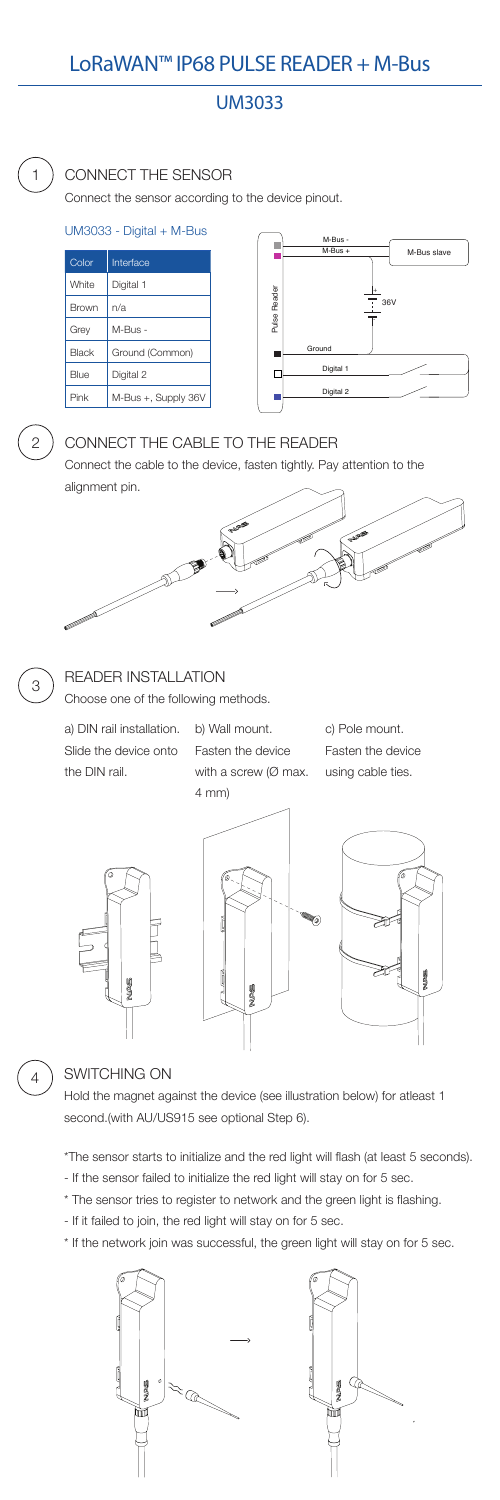# LoRaWAN™ IP68 PULSE READER + M-Bus

## UM3033

### 1 CONNECT THE SENSOR

Connect the sensor according to the device pinout.

UM3033 - Digital + M-Bus

| Color | Interface |
|---|---|
| White | Digital 1 |
| Brown | n/a |
| Grey | M-Bus - |
| Black | Ground (Common) |
| Blue | Digital 2 |
| Pink | M-Bus +, Supply 36V |

### 2 CONNECT THE CABLE TO THE READER

Connect the cable to the device, fasten tightly. Pay attention to the alignment pin.

### 3 READER INSTALLATION

Choose one of the following methods.

a) DIN rail installation. Slide the device onto the DIN rail.

b) Wall mount. Fasten the device with a screw (Ø max. 4 mm)

c) Pole mount. Fasten the device using cable ties.

### 4 SWITCHING ON

Hold the magnet against the device (see illustration below) for atleast 1 second.(with AU/US915 see optional Step 6).

*The sensor starts to initialize and the red light will flash (at least 5 seconds).

- If the sensor failed to initialize the red light will stay on for 5 sec.

* The sensor tries to register to network and the green light is flashing.

- If it failed to join, the red light will stay on for 5 sec.

* If the network join was successful, the green light will stay on for 5 sec.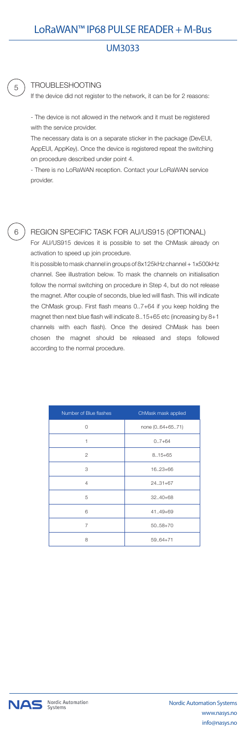# LoRaWAN™ IP68 PULSE READER + M-Bus

## UM3033

### 5 TROUBLESHOOTING

If the device did not register to the network, it can be for 2 reasons:

- The device is not allowed in the network and it must be registered with the service provider.
  The necessary data is on a separate sticker in the package (DevEUI, AppEUI, AppKey). Once the device is registered repeat the switching on procedure described under point 4.
- There is no LoRaWAN reception. Contact your LoRaWAN service provider.

### 6 REGION SPECIFIC TASK FOR AU/US915 (OPTIONAL)

For AU/US915 devices it is possible to set the ChMask already on activation to speed up join procedure.

It is possible to mask channel in groups of 8x125kHz channel + 1x500kHz channel. See illustration below. To mask the channels on initialisation follow the normal switching on procedure in Step 4, but do not release the magnet. After couple of seconds, blue led will flash. This will indicate the ChMask group. First flash means 0..7+64 if you keep holding the magnet then next blue flash will indicate 8..15+65 etc (increasing by 8+1 channels with each flash). Once the desired ChMask has been chosen the magnet should be released and steps followed according to the normal procedure.

| Number of Blue flashes | ChMask mask applied |
| --- | --- |
| 0 | none (0..64+65..71) |
| 1 | 0..7+64 |
| 2 | 8..15+65 |
| 3 | 16..23+66 |
| 4 | 24..31+67 |
| 5 | 32..40+68 |
| 6 | 41..49+69 |
| 7 | 50..58+70 |
| 8 | 59..64+71 |

NAS Nordic Automation Systems

Nordic Automation Systems
www.nasys.no
info@nasys.no